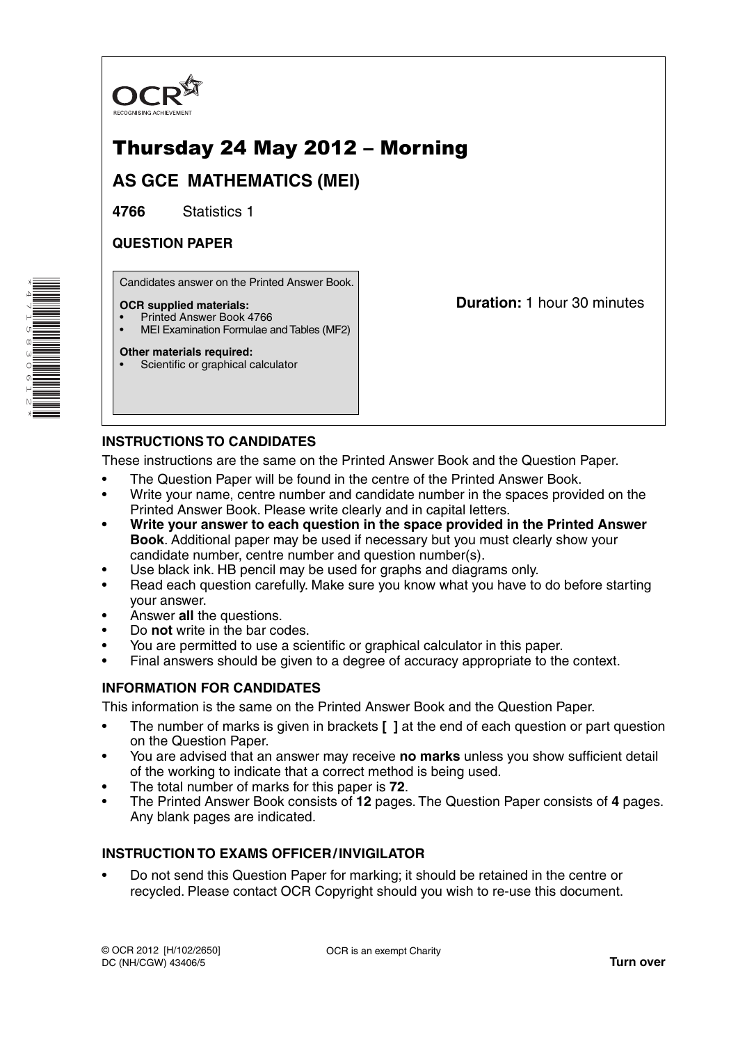OCR
RECOGNISING ACHIEVEMENT

# Thursday 24 May 2012 – Morning

## AS GCE MATHEMATICS (MEI)

**4766** Statistics 1

**QUESTION PAPER**

Candidates answer on the Printed Answer Book.

**OCR supplied materials:**
- Printed Answer Book 4766
- MEI Examination Formulae and Tables (MF2)

**Other materials required:**
- Scientific or graphical calculator

**Duration:** 1 hour 30 minutes

### INSTRUCTIONS TO CANDIDATES

These instructions are the same on the Printed Answer Book and the Question Paper.

- The Question Paper will be found in the centre of the Printed Answer Book.
- Write your name, centre number and candidate number in the spaces provided on the Printed Answer Book. Please write clearly and in capital letters.
- **Write your answer to each question in the space provided in the Printed Answer Book**. Additional paper may be used if necessary but you must clearly show your candidate number, centre number and question number(s).
- Use black ink. HB pencil may be used for graphs and diagrams only.
- Read each question carefully. Make sure you know what you have to do before starting your answer.
- Answer **all** the questions.
- Do **not** write in the bar codes.
- You are permitted to use a scientific or graphical calculator in this paper.
- Final answers should be given to a degree of accuracy appropriate to the context.

### INFORMATION FOR CANDIDATES

This information is the same on the Printed Answer Book and the Question Paper.

- The number of marks is given in brackets **[ ]** at the end of each question or part question on the Question Paper.
- You are advised that an answer may receive **no marks** unless you show sufficient detail of the working to indicate that a correct method is being used.
- The total number of marks for this paper is **72**.
- The Printed Answer Book consists of **12** pages. The Question Paper consists of **4** pages. Any blank pages are indicated.

### INSTRUCTION TO EXAMS OFFICER / INVIGILATOR

- Do not send this Question Paper for marking; it should be retained in the centre or recycled. Please contact OCR Copyright should you wish to re-use this document.

© OCR 2012 [H/102/2650]
DC (NH/CGW) 43406/5

OCR is an exempt Charity

**Turn over**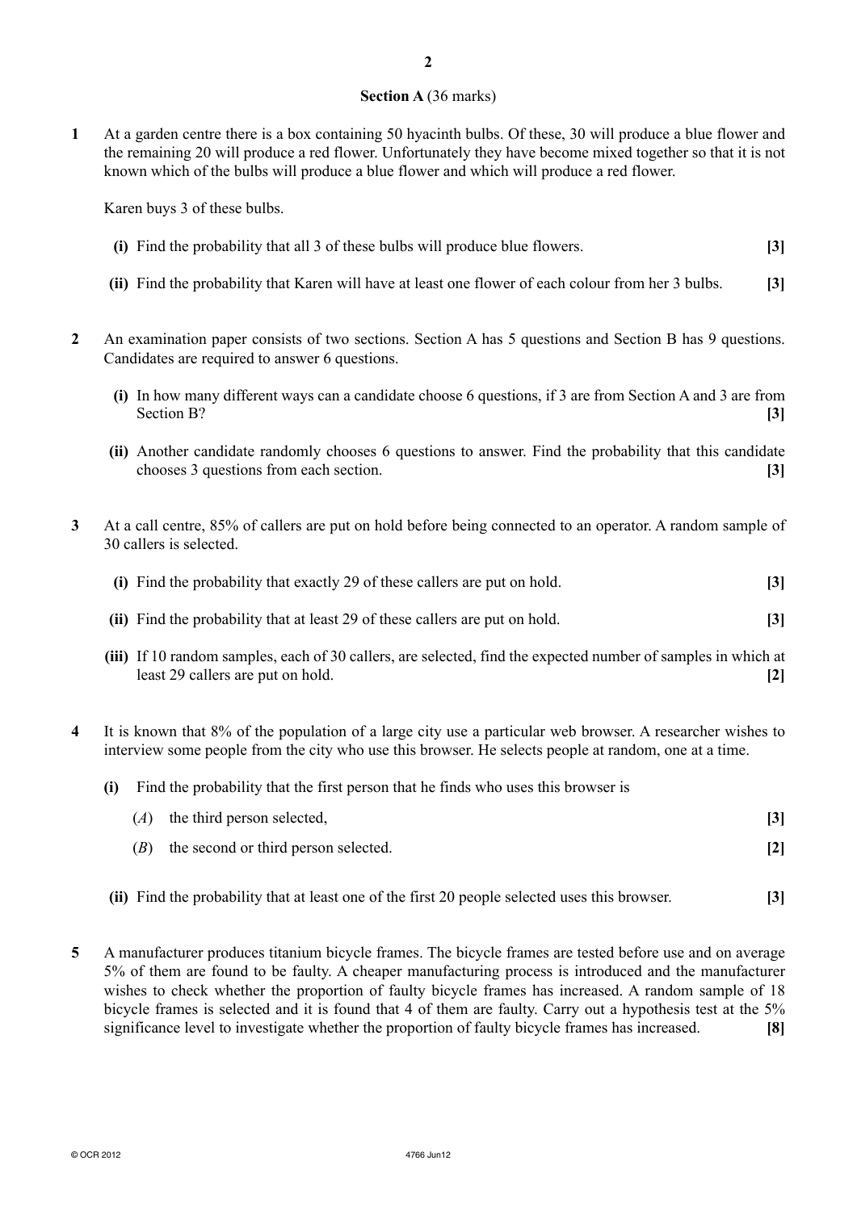## Section A (36 marks)

**1** At a garden centre there is a box containing 50 hyacinth bulbs. Of these, 30 will produce a blue flower and the remaining 20 will produce a red flower. Unfortunately they have become mixed together so that it is not known which of the bulbs will produce a blue flower and which will produce a red flower.

Karen buys 3 of these bulbs.

**(i)** Find the probability that all 3 of these bulbs will produce blue flowers. **[3]**

**(ii)** Find the probability that Karen will have at least one flower of each colour from her 3 bulbs. **[3]**

**2** An examination paper consists of two sections. Section A has 5 questions and Section B has 9 questions. Candidates are required to answer 6 questions.

**(i)** In how many different ways can a candidate choose 6 questions, if 3 are from Section A and 3 are from Section B? **[3]**

**(ii)** Another candidate randomly chooses 6 questions to answer. Find the probability that this candidate chooses 3 questions from each section. **[3]**

**3** At a call centre, 85% of callers are put on hold before being connected to an operator. A random sample of 30 callers is selected.

**(i)** Find the probability that exactly 29 of these callers are put on hold. **[3]**

**(ii)** Find the probability that at least 29 of these callers are put on hold. **[3]**

**(iii)** If 10 random samples, each of 30 callers, are selected, find the expected number of samples in which at least 29 callers are put on hold. **[2]**

**4** It is known that 8% of the population of a large city use a particular web browser. A researcher wishes to interview some people from the city who use this browser. He selects people at random, one at a time.

**(i)** Find the probability that the first person that he finds who uses this browser is

($A$) the third person selected, **[3]**

($B$) the second or third person selected. **[2]**

**(ii)** Find the probability that at least one of the first 20 people selected uses this browser. **[3]**

**5** A manufacturer produces titanium bicycle frames. The bicycle frames are tested before use and on average 5% of them are found to be faulty. A cheaper manufacturing process is introduced and the manufacturer wishes to check whether the proportion of faulty bicycle frames has increased. A random sample of 18 bicycle frames is selected and it is found that 4 of them are faulty. Carry out a hypothesis test at the 5% significance level to investigate whether the proportion of faulty bicycle frames has increased. **[8]**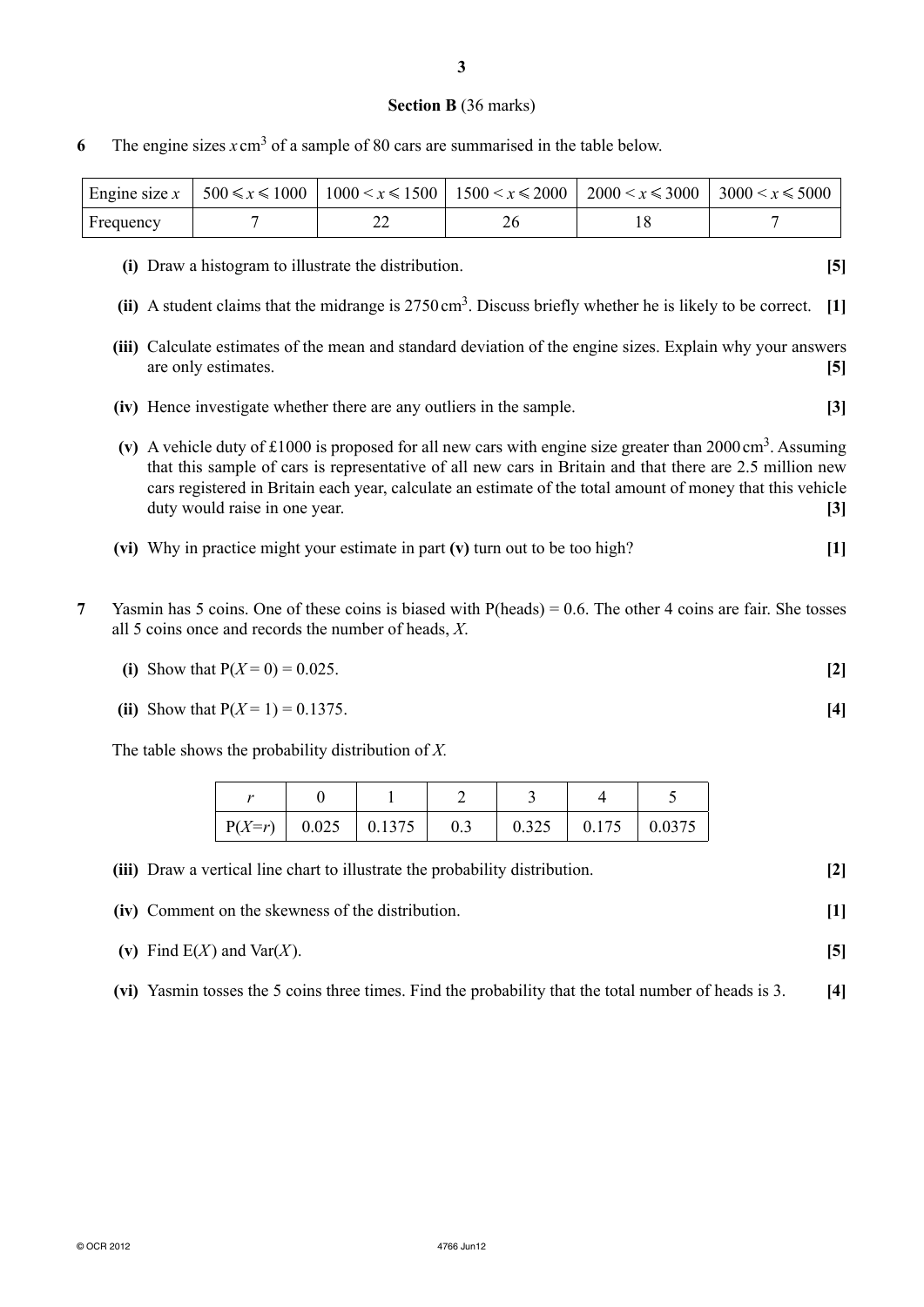## Section B (36 marks)

**6** The engine sizes $x\,\text{cm}^3$ of a sample of 80 cars are summarised in the table below.

| Engine size $x$ | $500 \leqslant x \leqslant 1000$ | $1000 < x \leqslant 1500$ | $1500 < x \leqslant 2000$ | $2000 < x \leqslant 3000$ | $3000 < x \leqslant 5000$ |
|---|---|---|---|---|---|
| Frequency | 7 | 22 | 26 | 18 | 7 |

**(i)** Draw a histogram to illustrate the distribution. **[5]**

**(ii)** A student claims that the midrange is $2750\,\text{cm}^3$. Discuss briefly whether he is likely to be correct. **[1]**

**(iii)** Calculate estimates of the mean and standard deviation of the engine sizes. Explain why your answers are only estimates. **[5]**

**(iv)** Hence investigate whether there are any outliers in the sample. **[3]**

**(v)** A vehicle duty of £1000 is proposed for all new cars with engine size greater than $2000\,\text{cm}^3$. Assuming that this sample of cars is representative of all new cars in Britain and that there are 2.5 million new cars registered in Britain each year, calculate an estimate of the total amount of money that this vehicle duty would raise in one year. **[3]**

**(vi)** Why in practice might your estimate in part **(v)** turn out to be too high? **[1]**

**7** Yasmin has 5 coins. One of these coins is biased with P(heads) = 0.6. The other 4 coins are fair. She tosses all 5 coins once and records the number of heads, $X$.

**(i)** Show that $P(X = 0) = 0.025$. **[2]**

**(ii)** Show that $P(X = 1) = 0.1375$. **[4]**

The table shows the probability distribution of $X$.

| $r$ | 0 | 1 | 2 | 3 | 4 | 5 |
|---|---|---|---|---|---|---|
| $P(X=r)$ | 0.025 | 0.1375 | 0.3 | 0.325 | 0.175 | 0.0375 |

**(iii)** Draw a vertical line chart to illustrate the probability distribution. **[2]**

**(iv)** Comment on the skewness of the distribution. **[1]**

**(v)** Find $E(X)$ and $\text{Var}(X)$. **[5]**

**(vi)** Yasmin tosses the 5 coins three times. Find the probability that the total number of heads is 3. **[4]**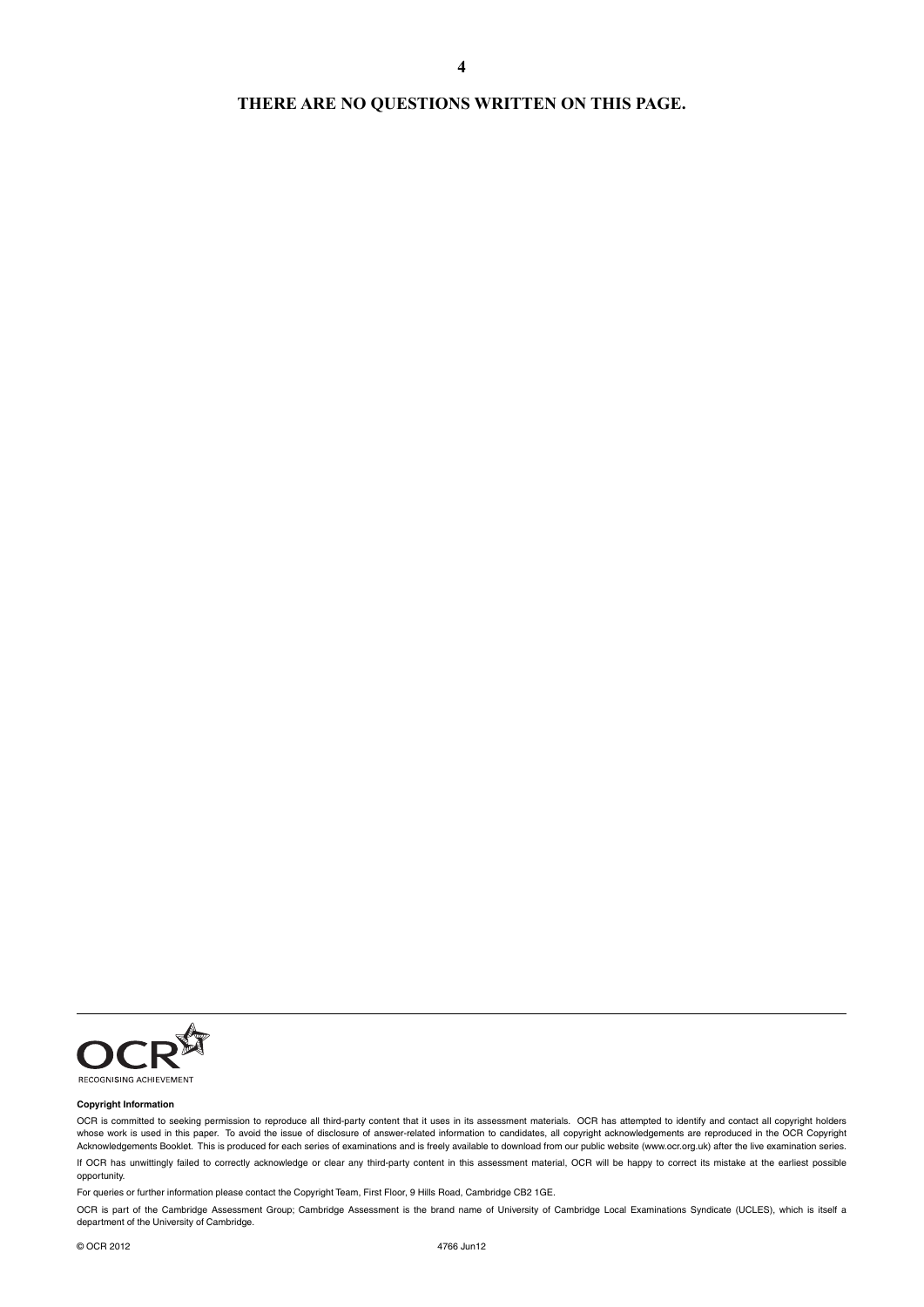**THERE ARE NO QUESTIONS WRITTEN ON THIS PAGE.**

OCR
RECOGNISING ACHIEVEMENT

**Copyright Information**

OCR is committed to seeking permission to reproduce all third-party content that it uses in its assessment materials. OCR has attempted to identify and contact all copyright holders whose work is used in this paper. To avoid the issue of disclosure of answer-related information to candidates, all copyright acknowledgements are reproduced in the OCR Copyright Acknowledgements Booklet. This is produced for each series of examinations and is freely available to download from our public website (www.ocr.org.uk) after the live examination series.

If OCR has unwittingly failed to correctly acknowledge or clear any third-party content in this assessment material, OCR will be happy to correct its mistake at the earliest possible opportunity.

For queries or further information please contact the Copyright Team, First Floor, 9 Hills Road, Cambridge CB2 1GE.

OCR is part of the Cambridge Assessment Group; Cambridge Assessment is the brand name of University of Cambridge Local Examinations Syndicate (UCLES), which is itself a department of the University of Cambridge.

© OCR 2012 4766 Jun12